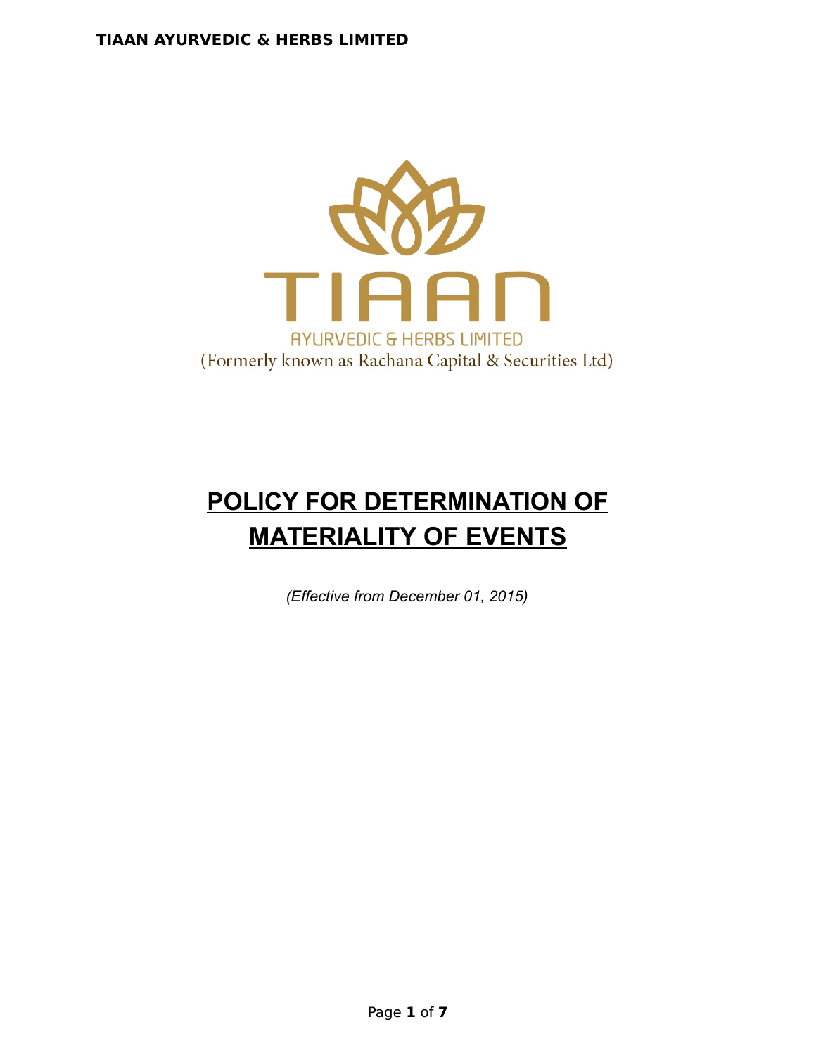TIAAN

AYURVEDIC & HERBS LIMITED

(Formerly known as Rachana Capital & Securities Ltd)

# POLICY FOR DETERMINATION OF MATERIALITY OF EVENTS

*(Effective from December 01, 2015)*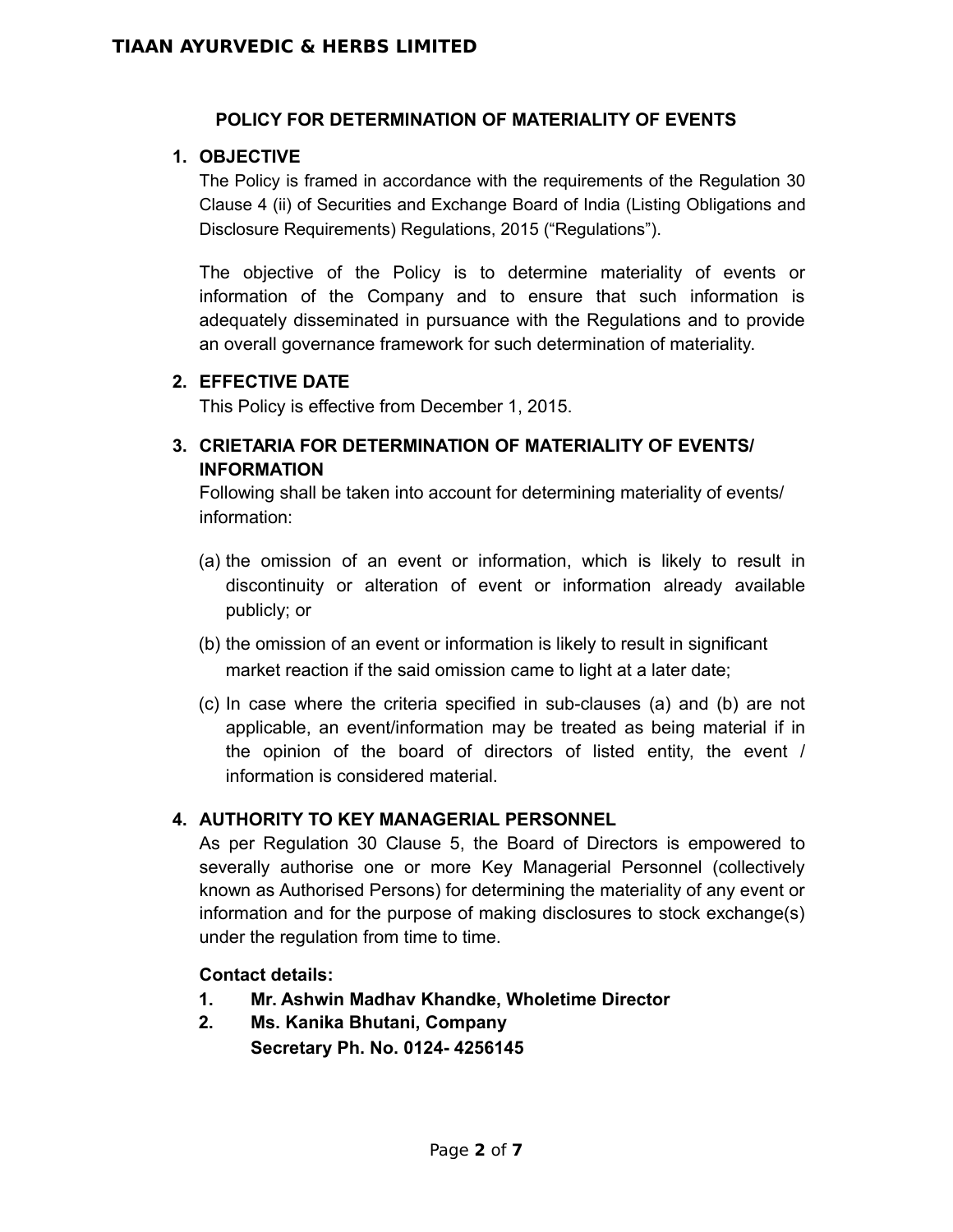# TIAAN AYURVEDIC & HERBS LIMITED

## POLICY FOR DETERMINATION OF MATERIALITY OF EVENTS

### 1. OBJECTIVE

The Policy is framed in accordance with the requirements of the Regulation 30 Clause 4 (ii) of Securities and Exchange Board of India (Listing Obligations and Disclosure Requirements) Regulations, 2015 ("Regulations").

The objective of the Policy is to determine materiality of events or information of the Company and to ensure that such information is adequately disseminated in pursuance with the Regulations and to provide an overall governance framework for such determination of materiality.

### 2. EFFECTIVE DATE

This Policy is effective from December 1, 2015.

### 3. CRIETARIA FOR DETERMINATION OF MATERIALITY OF EVENTS/ INFORMATION

Following shall be taken into account for determining materiality of events/ information:

(a) the omission of an event or information, which is likely to result in discontinuity or alteration of event or information already available publicly; or

(b) the omission of an event or information is likely to result in significant market reaction if the said omission came to light at a later date;

(c) In case where the criteria specified in sub-clauses (a) and (b) are not applicable, an event/information may be treated as being material if in the opinion of the board of directors of listed entity, the event / information is considered material.

### 4. AUTHORITY TO KEY MANAGERIAL PERSONNEL

As per Regulation 30 Clause 5, the Board of Directors is empowered to severally authorise one or more Key Managerial Personnel (collectively known as Authorised Persons) for determining the materiality of any event or information and for the purpose of making disclosures to stock exchange(s) under the regulation from time to time.

**Contact details:**

1. **Mr. Ashwin Madhav Khandke, Wholetime Director**
2. **Ms. Kanika Bhutani, Company Secretary Ph. No. 0124- 4256145**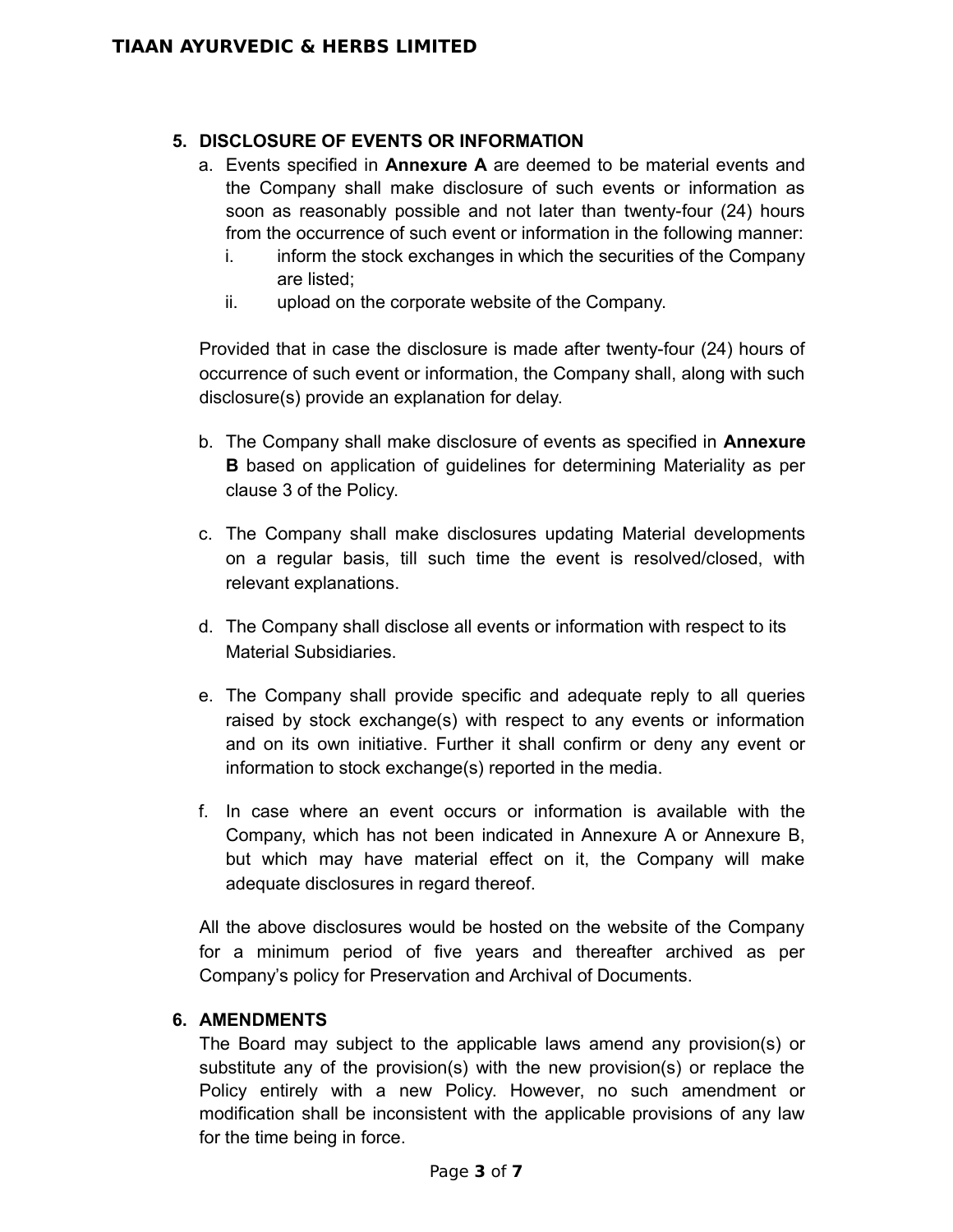## 5. DISCLOSURE OF EVENTS OR INFORMATION

a. Events specified in **Annexure A** are deemed to be material events and the Company shall make disclosure of such events or information as soon as reasonably possible and not later than twenty-four (24) hours from the occurrence of such event or information in the following manner:

   i. inform the stock exchanges in which the securities of the Company are listed;

   ii. upload on the corporate website of the Company.

Provided that in case the disclosure is made after twenty-four (24) hours of occurrence of such event or information, the Company shall, along with such disclosure(s) provide an explanation for delay.

b. The Company shall make disclosure of events as specified in **Annexure B** based on application of guidelines for determining Materiality as per clause 3 of the Policy.

c. The Company shall make disclosures updating Material developments on a regular basis, till such time the event is resolved/closed, with relevant explanations.

d. The Company shall disclose all events or information with respect to its Material Subsidiaries.

e. The Company shall provide specific and adequate reply to all queries raised by stock exchange(s) with respect to any events or information and on its own initiative. Further it shall confirm or deny any event or information to stock exchange(s) reported in the media.

f. In case where an event occurs or information is available with the Company, which has not been indicated in Annexure A or Annexure B, but which may have material effect on it, the Company will make adequate disclosures in regard thereof.

All the above disclosures would be hosted on the website of the Company for a minimum period of five years and thereafter archived as per Company's policy for Preservation and Archival of Documents.

## 6. AMENDMENTS

The Board may subject to the applicable laws amend any provision(s) or substitute any of the provision(s) with the new provision(s) or replace the Policy entirely with a new Policy. However, no such amendment or modification shall be inconsistent with the applicable provisions of any law for the time being in force.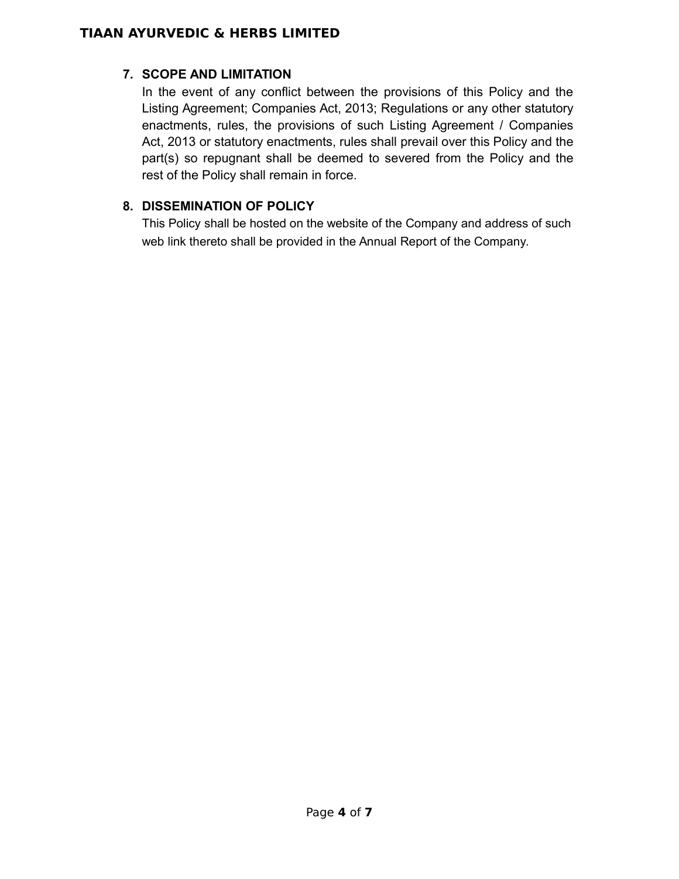## 7. SCOPE AND LIMITATION

In the event of any conflict between the provisions of this Policy and the Listing Agreement; Companies Act, 2013; Regulations or any other statutory enactments, rules, the provisions of such Listing Agreement / Companies Act, 2013 or statutory enactments, rules shall prevail over this Policy and the part(s) so repugnant shall be deemed to severed from the Policy and the rest of the Policy shall remain in force.

## 8. DISSEMINATION OF POLICY

This Policy shall be hosted on the website of the Company and address of such web link thereto shall be provided in the Annual Report of the Company.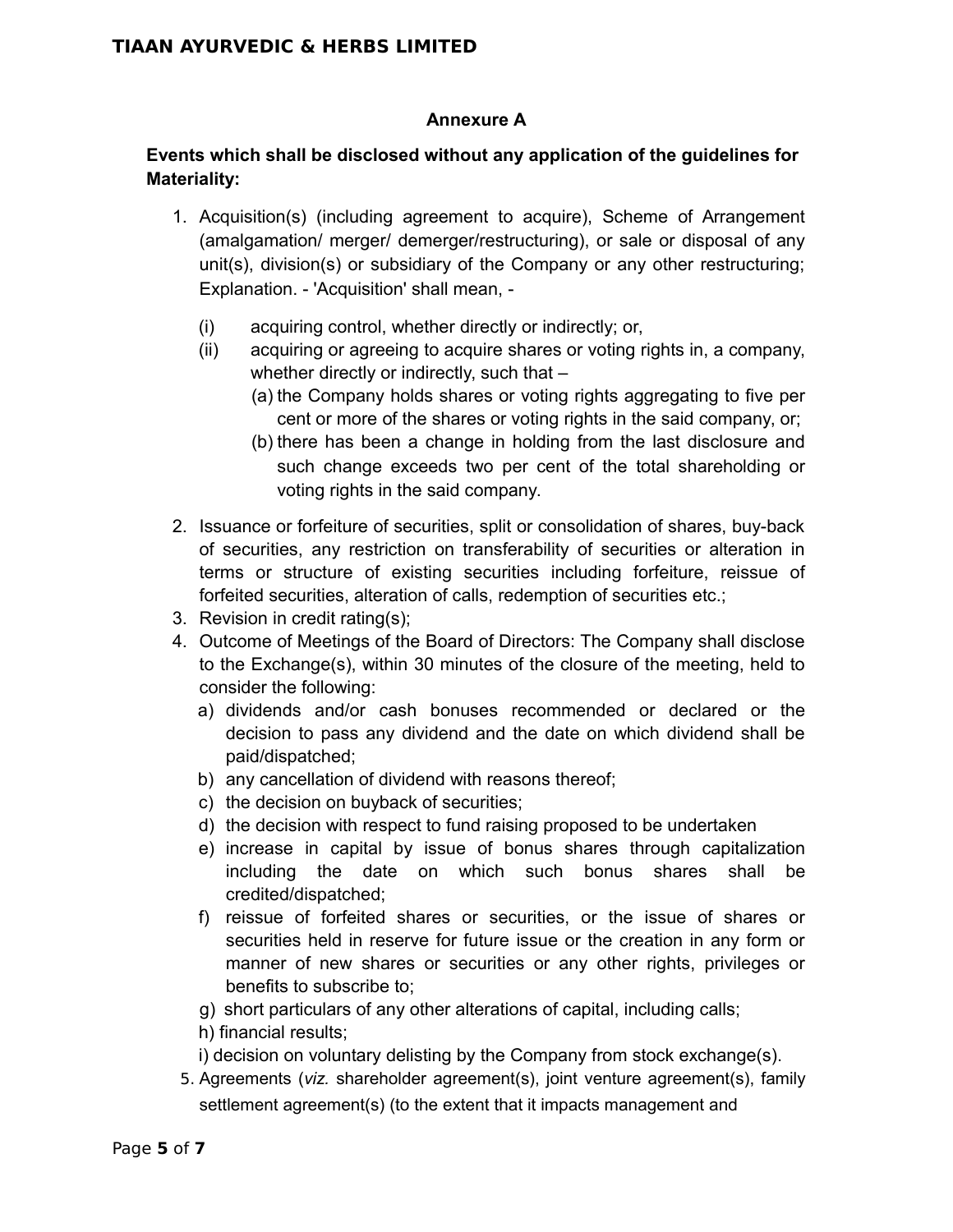## Annexure A

**Events which shall be disclosed without any application of the guidelines for Materiality:**

1. Acquisition(s) (including agreement to acquire), Scheme of Arrangement (amalgamation/ merger/ demerger/restructuring), or sale or disposal of any unit(s), division(s) or subsidiary of the Company or any other restructuring; Explanation. - 'Acquisition' shall mean, -
   - (i) acquiring control, whether directly or indirectly; or,
   - (ii) acquiring or agreeing to acquire shares or voting rights in, a company, whether directly or indirectly, such that –
     - (a) the Company holds shares or voting rights aggregating to five per cent or more of the shares or voting rights in the said company, or;
     - (b) there has been a change in holding from the last disclosure and such change exceeds two per cent of the total shareholding or voting rights in the said company.
2. Issuance or forfeiture of securities, split or consolidation of shares, buy-back of securities, any restriction on transferability of securities or alteration in terms or structure of existing securities including forfeiture, reissue of forfeited securities, alteration of calls, redemption of securities etc.;
3. Revision in credit rating(s);
4. Outcome of Meetings of the Board of Directors: The Company shall disclose to the Exchange(s), within 30 minutes of the closure of the meeting, held to consider the following:
   - a) dividends and/or cash bonuses recommended or declared or the decision to pass any dividend and the date on which dividend shall be paid/dispatched;
   - b) any cancellation of dividend with reasons thereof;
   - c) the decision on buyback of securities;
   - d) the decision with respect to fund raising proposed to be undertaken
   - e) increase in capital by issue of bonus shares through capitalization including the date on which such bonus shares shall be credited/dispatched;
   - f) reissue of forfeited shares or securities, or the issue of shares or securities held in reserve for future issue or the creation in any form or manner of new shares or securities or any other rights, privileges or benefits to subscribe to;
   - g) short particulars of any other alterations of capital, including calls;
   - h) financial results;
   - i) decision on voluntary delisting by the Company from stock exchange(s).
5. Agreements (*viz.* shareholder agreement(s), joint venture agreement(s), family settlement agreement(s) (to the extent that it impacts management and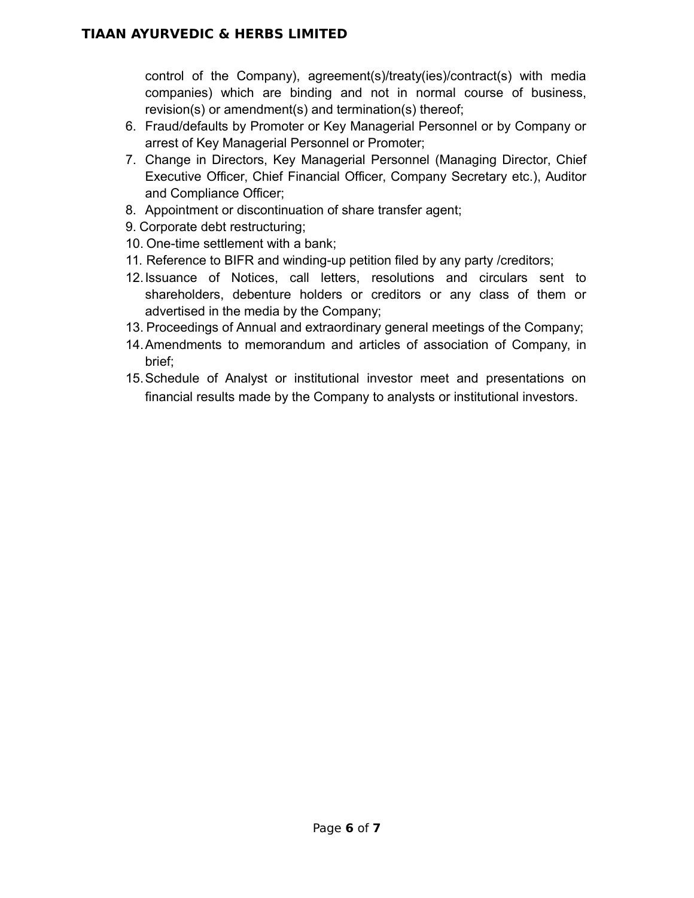control of the Company), agreement(s)/treaty(ies)/contract(s) with media companies) which are binding and not in normal course of business, revision(s) or amendment(s) and termination(s) thereof;

6. Fraud/defaults by Promoter or Key Managerial Personnel or by Company or arrest of Key Managerial Personnel or Promoter;
7. Change in Directors, Key Managerial Personnel (Managing Director, Chief Executive Officer, Chief Financial Officer, Company Secretary etc.), Auditor and Compliance Officer;
8. Appointment or discontinuation of share transfer agent;
9. Corporate debt restructuring;
10. One-time settlement with a bank;
11. Reference to BIFR and winding-up petition filed by any party /creditors;
12. Issuance of Notices, call letters, resolutions and circulars sent to shareholders, debenture holders or creditors or any class of them or advertised in the media by the Company;
13. Proceedings of Annual and extraordinary general meetings of the Company;
14. Amendments to memorandum and articles of association of Company, in brief;
15. Schedule of Analyst or institutional investor meet and presentations on financial results made by the Company to analysts or institutional investors.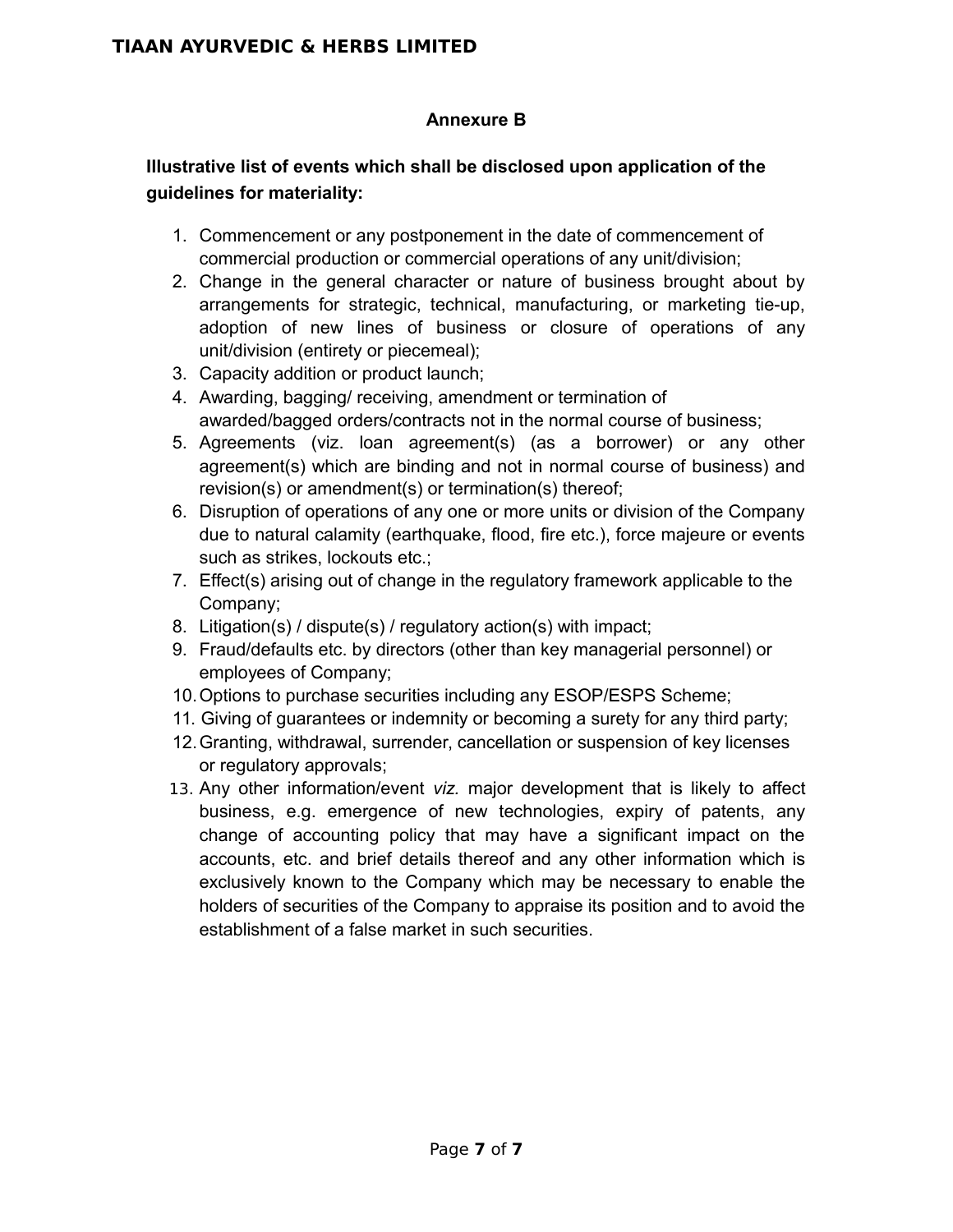## Annexure B

**Illustrative list of events which shall be disclosed upon application of the guidelines for materiality:**

1. Commencement or any postponement in the date of commencement of commercial production or commercial operations of any unit/division;
2. Change in the general character or nature of business brought about by arrangements for strategic, technical, manufacturing, or marketing tie-up, adoption of new lines of business or closure of operations of any unit/division (entirety or piecemeal);
3. Capacity addition or product launch;
4. Awarding, bagging/ receiving, amendment or termination of awarded/bagged orders/contracts not in the normal course of business;
5. Agreements (viz. loan agreement(s) (as a borrower) or any other agreement(s) which are binding and not in normal course of business) and revision(s) or amendment(s) or termination(s) thereof;
6. Disruption of operations of any one or more units or division of the Company due to natural calamity (earthquake, flood, fire etc.), force majeure or events such as strikes, lockouts etc.;
7. Effect(s) arising out of change in the regulatory framework applicable to the Company;
8. Litigation(s) / dispute(s) / regulatory action(s) with impact;
9. Fraud/defaults etc. by directors (other than key managerial personnel) or employees of Company;
10. Options to purchase securities including any ESOP/ESPS Scheme;
11. Giving of guarantees or indemnity or becoming a surety for any third party;
12. Granting, withdrawal, surrender, cancellation or suspension of key licenses or regulatory approvals;
13. Any other information/event *viz.* major development that is likely to affect business, e.g. emergence of new technologies, expiry of patents, any change of accounting policy that may have a significant impact on the accounts, etc. and brief details thereof and any other information which is exclusively known to the Company which may be necessary to enable the holders of securities of the Company to appraise its position and to avoid the establishment of a false market in such securities.